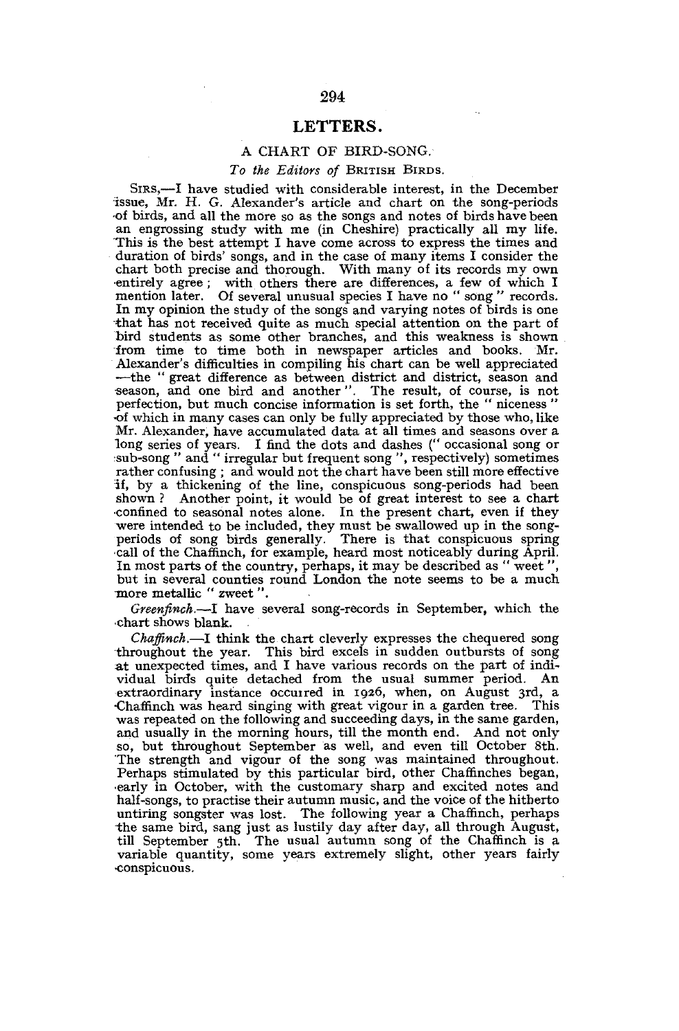# LETTERS.

## A CHART OF BIRD-SONG.

*To the Editors of* BRITISH BIRDS.

SIRS,—I have studied with considerable interest, in the December issue, Mr. H. G. Alexander's article and chart on the song-periods of birds, and all the more so as the songs and notes of birds have been an engrossing study with me (in Cheshire) practically all my life. This is the best attempt I have come across to express the times and duration of birds' songs, and in the case of many items I consider the chart both precise and thorough. With many of its records my own entirely agree; with others there are differences, a few of which I mention later. Of several unusual species I have no " song " records. In my opinion the study of the songs and varying notes of birds is one that has not received quite as much special attention on the part of bird students as some other branches, and this weakness is shown from time to time both in newspaper articles and books. Mr. Alexander's difficulties in compiling his chart can be well appreciated —the " great difference as between district and district, season and season, and one bird and another ". The result, of course, is not perfection, but much concise information is set forth, the " niceness " of which in many cases can only be fully appreciated by those who, like Mr. Alexander, have accumulated data at all times and seasons over a long series of years. I find the dots and dashes (" occasional song or sub-song " and " irregular but frequent song ", respectively) sometimes rather confusing; and would not the chart have been still more effective if, by a thickening of the line, conspicuous song-periods had been shown? Another point, it would be of great interest to see a chart confined to seasonal notes alone. In the present chart, even if they were intended to be included, they must be swallowed up in the song-periods of song birds generally. There is that conspicuous spring call of the Chaffinch, for example, heard most noticeably during April. In most parts of the country, perhaps, it may be described as " weet ", but in several counties round London the note seems to be a much more metallic " zweet ".

*Greenfinch.*—I have several song-records in September, which the chart shows blank.

*Chaffinch.*—I think the chart cleverly expresses the chequered song throughout the year. This bird excels in sudden outbursts of song at unexpected times, and I have various records on the part of individual birds quite detached from the usual summer period. An extraordinary instance occurred in 1926, when, on August 3rd, a Chaffinch was heard singing with great vigour in a garden tree. This was repeated on the following and succeeding days, in the same garden, and usually in the morning hours, till the month end. And not only so, but throughout September as well, and even till October 8th. The strength and vigour of the song was maintained throughout. Perhaps stimulated by this particular bird, other Chaffinches began, early in October, with the customary sharp and excited notes and half-songs, to practise their autumn music, and the voice of the hitherto untiring songster was lost. The following year a Chaffinch, perhaps the same bird, sang just as lustily day after day, all through August, till September 5th. The usual autumn song of the Chaffinch is a variable quantity, some years extremely slight, other years fairly conspicuous.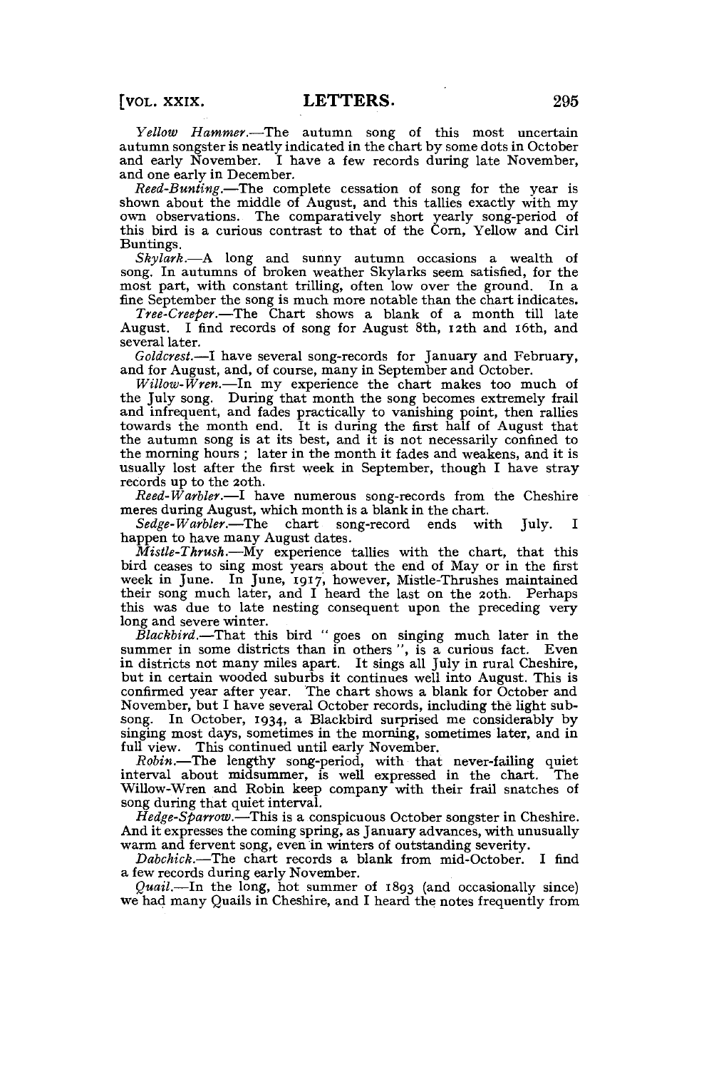*Yellow Hammer*.—The autumn song of this most uncertain autumn songster is neatly indicated in the chart by some dots in October and early November. I have a few records during late November, and one early in December.

*Reed-Bunting*.—The complete cessation of song for the year is shown about the middle of August, and this tallies exactly with my own observations. The comparatively short yearly song-period of this bird is a curious contrast to that of the Corn, Yellow and Cirl Buntings.

*Skylark*.—A long and sunny autumn occasions a wealth of song. In autumns of broken weather Skylarks seem satisfied, for the most part, with constant trilling, often low over the ground. In a fine September the song is much more notable than the chart indicates.

*Tree-Creeper*.—The Chart shows a blank of a month till late August. I find records of song for August 8th, 12th and 16th, and several later.

*Goldcrest*.—I have several song-records for January and February, and for August, and, of course, many in September and October.

*Willow-Wren*.—In my experience the chart makes too much of the July song. During that month the song becomes extremely frail and infrequent, and fades practically to vanishing point, then rallies towards the month end. It is during the first half of August that the autumn song is at its best, and it is not necessarily confined to the morning hours ; later in the month it fades and weakens, and it is usually lost after the first week in September, though I have stray records up to the 20th.

*Reed-Warbler*.—I have numerous song-records from the Cheshire meres during August, which month is a blank in the chart.

*Sedge-Warbler*.—The chart song-record ends with July. I happen to have many August dates.

*Mistle-Thrush*.—My experience tallies with the chart, that this bird ceases to sing most years about the end of May or in the first week in June. In June, 1917, however, Mistle-Thrushes maintained their song much later, and I heard the last on the 20th. Perhaps this was due to late nesting consequent upon the preceding very long and severe winter.

*Blackbird*.—That this bird " goes on singing much later in the summer in some districts than in others ", is a curious fact. Even in districts not many miles apart. It sings all July in rural Cheshire, but in certain wooded suburbs it continues well into August. This is confirmed year after year. The chart shows a blank for October and November, but I have several October records, including the light sub-song. In October, 1934, a Blackbird surprised me considerably by singing most days, sometimes in the morning, sometimes later, and in full view. This continued until early November.

*Robin*.—The lengthy song-period, with that never-failing quiet interval about midsummer, is well expressed in the chart. The Willow-Wren and Robin keep company with their frail snatches of song during that quiet interval.

*Hedge-Sparrow*.—This is a conspicuous October songster in Cheshire. And it expresses the coming spring, as January advances, with unusually warm and fervent song, even in winters of outstanding severity.

*Dabchick*.—The chart records a blank from mid-October. I find a few records during early November.

*Quail*.—In the long, hot summer of 1893 (and occasionally since) we had many Quails in Cheshire, and I heard the notes frequently from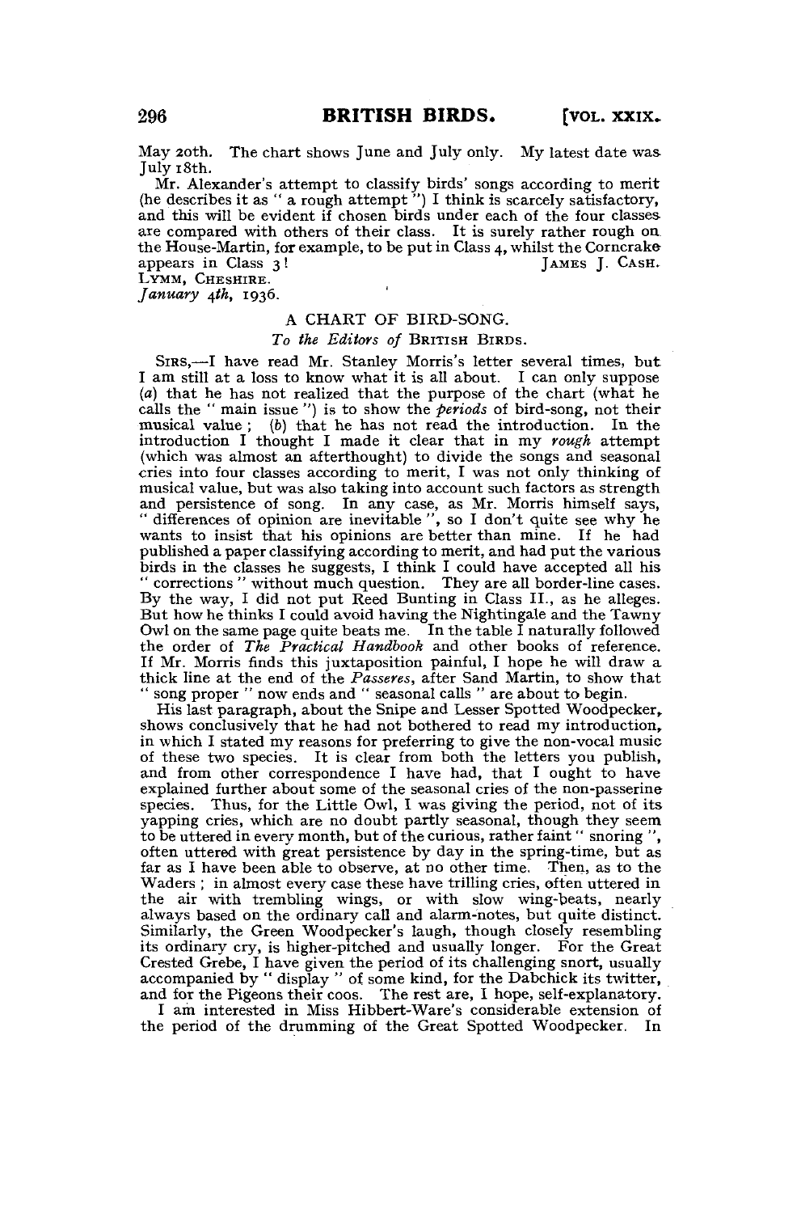May 20th. The chart shows June and July only. My latest date was July 18th.

Mr. Alexander's attempt to classify birds' songs according to merit (he describes it as " a rough attempt ") I think is scarcely satisfactory, and this will be evident if chosen birds under each of the four classes are compared with others of their class. It is surely rather rough on the House-Martin, for example, to be put in Class 4, whilst the Corncrake appears in Class 3! JAMES J. CASH.

LYMM, CHESHIRE.

*January 4th,* 1936.

## A CHART OF BIRD-SONG.

*To the Editors of* BRITISH BIRDS.

SIRS,—I have read Mr. Stanley Morris's letter several times, but I am still at a loss to know what it is all about. I can only suppose (*a*) that he has not realized that the purpose of the chart (what he calls the " main issue ") is to show the *periods* of bird-song, not their musical value; (*b*) that he has not read the introduction. In the introduction I thought I made it clear that in my *rough* attempt (which was almost an afterthought) to divide the songs and seasonal cries into four classes according to merit, I was not only thinking of musical value, but was also taking into account such factors as strength and persistence of song. In any case, as Mr. Morris himself says, " differences of opinion are inevitable ", so I don't quite see why he wants to insist that his opinions are better than mine. If he had published a paper classifying according to merit, and had put the various birds in the classes he suggests, I think I could have accepted all his " corrections " without much question. They are all border-line cases. By the way, I did not put Reed Bunting in Class II., as he alleges. But how he thinks I could avoid having the Nightingale and the Tawny Owl on the same page quite beats me. In the table I naturally followed the order of *The Practical Handbook* and other books of reference. If Mr. Morris finds this juxtaposition painful, I hope he will draw a thick line at the end of the *Passeres*, after Sand Martin, to show that " song proper " now ends and " seasonal calls " are about to begin.

His last paragraph, about the Snipe and Lesser Spotted Woodpecker, shows conclusively that he had not bothered to read my introduction, in which I stated my reasons for preferring to give the non-vocal music of these two species. It is clear from both the letters you publish, and from other correspondence I have had, that I ought to have explained further about some of the seasonal cries of the non-passerine species. Thus, for the Little Owl, I was giving the period, not of its yapping cries, which are no doubt partly seasonal, though they seem to be uttered in every month, but of the curious, rather faint " snoring ", often uttered with great persistence by day in the spring-time, but as far as I have been able to observe, at no other time. Then, as to the Waders; in almost every case these have trilling cries, often uttered in the air with trembling wings, or with slow wing-beats, nearly always based on the ordinary call and alarm-notes, but quite distinct. Similarly, the Green Woodpecker's laugh, though closely resembling its ordinary cry, is higher-pitched and usually longer. For the Great Crested Grebe, I have given the period of its challenging snort, usually accompanied by " display " of some kind, for the Dabchick its twitter, and for the Pigeons their coos. The rest are, I hope, self-explanatory.

I am interested in Miss Hibbert-Ware's considerable extension of the period of the drumming of the Great Spotted Woodpecker. In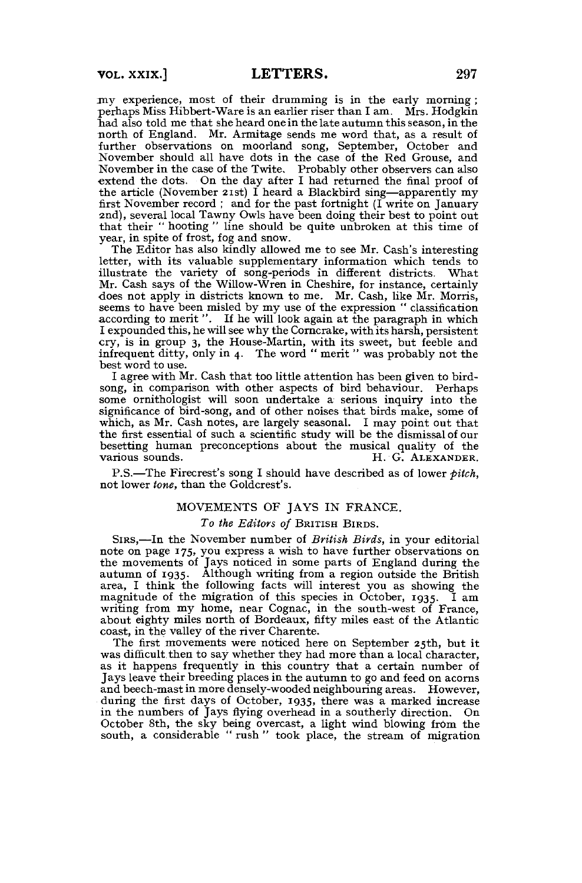my experience, most of their drumming is in the early morning; perhaps Miss Hibbert-Ware is an earlier riser than I am. Mrs. Hodgkin had also told me that she heard one in the late autumn this season, in the north of England. Mr. Armitage sends me word that, as a result of further observations on moorland song, September, October and November should all have dots in the case of the Red Grouse, and November in the case of the Twite. Probably other observers can also extend the dots. On the day after I had returned the final proof of the article (November 21st) I heard a Blackbird sing—apparently my first November record; and for the past fortnight (I write on January 2nd), several local Tawny Owls have been doing their best to point out that their " hooting " line should be quite unbroken at this time of year, in spite of frost, fog and snow.

The Editor has also kindly allowed me to see Mr. Cash's interesting letter, with its valuable supplementary information which tends to illustrate the variety of song-periods in different districts. What Mr. Cash says of the Willow-Wren in Cheshire, for instance, certainly does not apply in districts known to me. Mr. Cash, like Mr. Morris, seems to have been misled by my use of the expression " classification according to merit ". If he will look again at the paragraph in which I expounded this, he will see why the Corncrake, with its harsh, persistent cry, is in group 3, the House-Martin, with its sweet, but feeble and infrequent ditty, only in 4. The word " merit " was probably not the best word to use.

I agree with Mr. Cash that too little attention has been given to bird-song, in comparison with other aspects of bird behaviour. Perhaps some ornithologist will soon undertake a serious inquiry into the significance of bird-song, and of other noises that birds make, some of which, as Mr. Cash notes, are largely seasonal. I may point out that the first essential of such a scientific study will be the dismissal of our besetting human preconceptions about the musical quality of the various sounds.

H. G. Alexander.

P.S.—The Firecrest's song I should have described as of lower *pitch*, not lower *tone*, than the Goldcrest's.

## MOVEMENTS OF JAYS IN FRANCE.

*To the Editors of* British Birds.

Sirs,—In the November number of *British Birds*, in your editorial note on page 175, you express a wish to have further observations on the movements of Jays noticed in some parts of England during the autumn of 1935. Although writing from a region outside the British area, I think the following facts will interest you as showing the magnitude of the migration of this species in October, 1935. I am writing from my home, near Cognac, in the south-west of France, about eighty miles north of Bordeaux, fifty miles east of the Atlantic coast, in the valley of the river Charente.

The first movements were noticed here on September 25th, but it was difficult then to say whether they had more than a local character, as it happens frequently in this country that a certain number of Jays leave their breeding places in the autumn to go and feed on acorns and beech-mast in more densely-wooded neighbouring areas. However, during the first days of October, 1935, there was a marked increase in the numbers of Jays flying overhead in a southerly direction. On October 8th, the sky being overcast, a light wind blowing from the south, a considerable " rush " took place, the stream of migration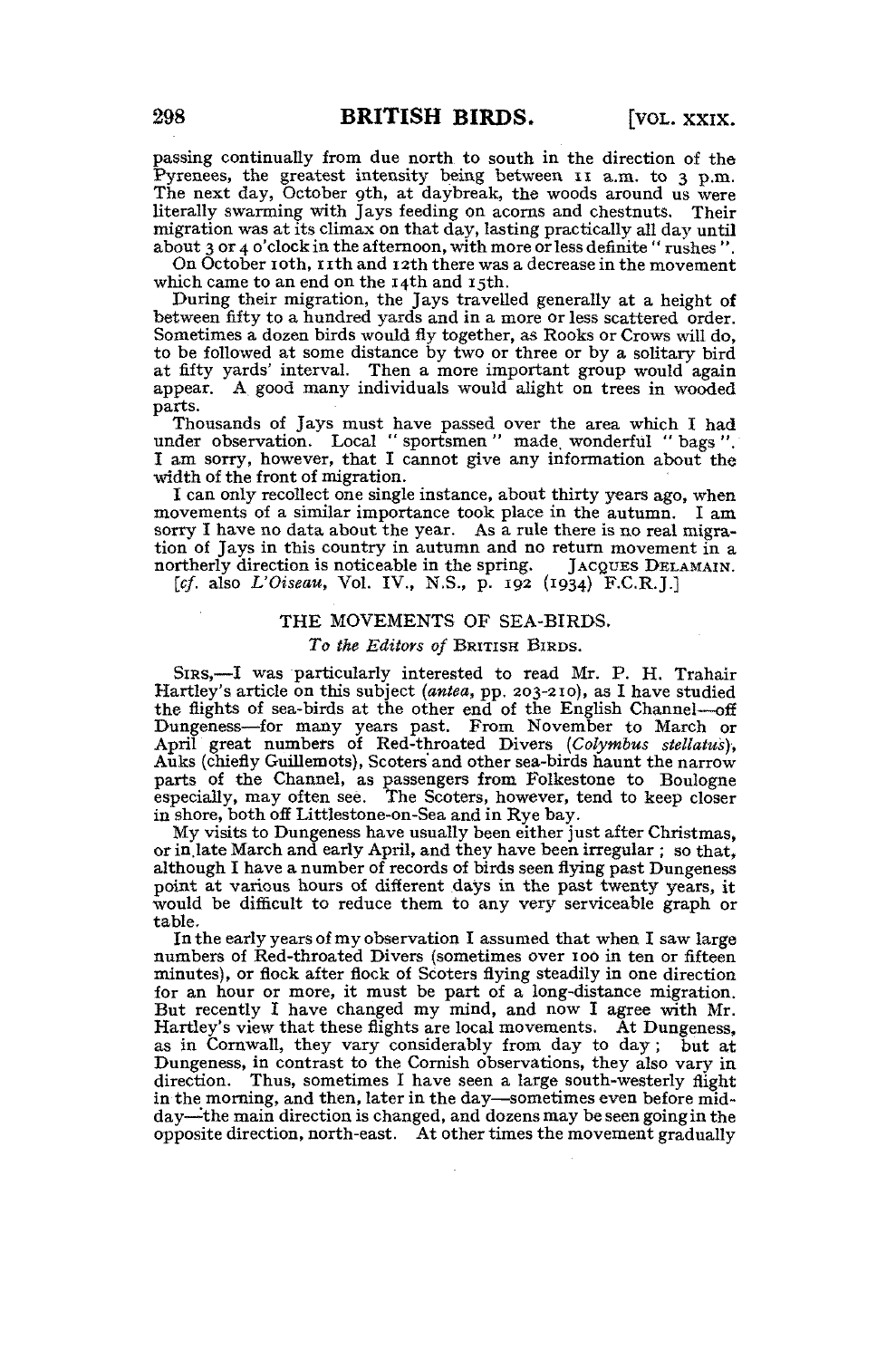passing continually from due north to south in the direction of the Pyrenees, the greatest intensity being between 11 a.m. to 3 p.m. The next day, October 9th, at daybreak, the woods around us were literally swarming with Jays feeding on acorns and chestnuts. Their migration was at its climax on that day, lasting practically all day until about 3 or 4 o'clock in the afternoon, with more or less definite " rushes ".

On October 10th, 11th and 12th there was a decrease in the movement which came to an end on the 14th and 15th.

During their migration, the Jays travelled generally at a height of between fifty to a hundred yards and in a more or less scattered order. Sometimes a dozen birds would fly together, as Rooks or Crows will do, to be followed at some distance by two or three or by a solitary bird at fifty yards' interval. Then a more important group would again appear. A good many individuals would alight on trees in wooded parts.

Thousands of Jays must have passed over the area which I had under observation. Local " sportsmen " made wonderful " bags ". I am sorry, however, that I cannot give any information about the width of the front of migration.

I can only recollect one single instance, about thirty years ago, when movements of a similar importance took place in the autumn. I am sorry I have no data about the year. As a rule there is no real migration of Jays in this country in autumn and no return movement in a northerly direction is noticeable in the spring. JACQUES DELAMAIN.

[*cf.* also *L'Oiseau*, Vol. IV., N.S., p. 192 (1934) F.C.R.J.]

## THE MOVEMENTS OF SEA-BIRDS.

*To the Editors of* BRITISH BIRDS.

SIRS,—I was particularly interested to read Mr. P. H. Trahair Hartley's article on this subject (*antea*, pp. 203-210), as I have studied the flights of sea-birds at the other end of the English Channel—off Dungeness—for many years past. From November to March or April great numbers of Red-throated Divers (*Colymbus stellatus*), Auks (chiefly Guillemots), Scoters and other sea-birds haunt the narrow parts of the Channel, as passengers from Folkestone to Boulogne especially, may often see. The Scoters, however, tend to keep closer in shore, both off Littlestone-on-Sea and in Rye bay.

My visits to Dungeness have usually been either just after Christmas, or in late March and early April, and they have been irregular ; so that, although I have a number of records of birds seen flying past Dungeness point at various hours of different days in the past twenty years, it would be difficult to reduce them to any very serviceable graph or table.

In the early years of my observation I assumed that when I saw large numbers of Red-throated Divers (sometimes over 100 in ten or fifteen minutes), or flock after flock of Scoters flying steadily in one direction for an hour or more, it must be part of a long-distance migration. But recently I have changed my mind, and now I agree with Mr. Hartley's view that these flights are local movements. At Dungeness, as in Cornwall, they vary considerably from day to day ; but at Dungeness, in contrast to the Cornish observations, they also vary in direction. Thus, sometimes I have seen a large south-westerly flight in the morning, and then, later in the day—sometimes even before midday—the main direction is changed, and dozens may be seen going in the opposite direction, north-east. At other times the movement gradually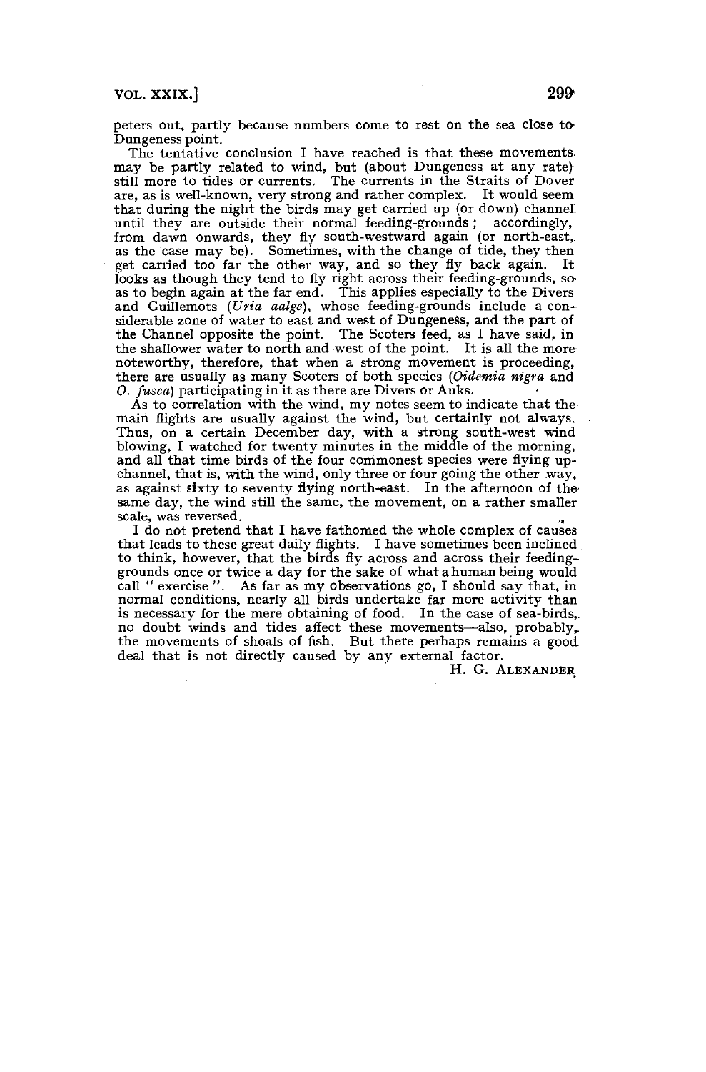peters out, partly because numbers come to rest on the sea close to Dungeness point.

The tentative conclusion I have reached is that these movements may be partly related to wind, but (about Dungeness at any rate) still more to tides or currents. The currents in the Straits of Dover are, as is well-known, very strong and rather complex. It would seem that during the night the birds may get carried up (or down) channel until they are outside their normal feeding-grounds; accordingly, from dawn onwards, they fly south-westward again (or north-east, as the case may be). Sometimes, with the change of tide, they then get carried too far the other way, and so they fly back again. It looks as though they tend to fly right across their feeding-grounds, so as to begin again at the far end. This applies especially to the Divers and Guillemots (*Uria aalge*), whose feeding-grounds include a considerable zone of water to east and west of Dungeness, and the part of the Channel opposite the point. The Scoters feed, as I have said, in the shallower water to north and west of the point. It is all the more noteworthy, therefore, that when a strong movement is proceeding, there are usually as many Scoters of both species (*Oidemia nigra* and *O. fusca*) participating in it as there are Divers or Auks.

As to correlation with the wind, my notes seem to indicate that the main flights are usually against the wind, but certainly not always. Thus, on a certain December day, with a strong south-west wind blowing, I watched for twenty minutes in the middle of the morning, and all that time birds of the four commonest species were flying up-channel, that is, with the wind, only three or four going the other way, as against sixty to seventy flying north-east. In the afternoon of the same day, the wind still the same, the movement, on a rather smaller scale, was reversed.

I do not pretend that I have fathomed the whole complex of causes that leads to these great daily flights. I have sometimes been inclined to think, however, that the birds fly across and across their feeding-grounds once or twice a day for the sake of what a human being would call "exercise". As far as my observations go, I should say that, in normal conditions, nearly all birds undertake far more activity than is necessary for the mere obtaining of food. In the case of sea-birds, no doubt winds and tides affect these movements—also, probably, the movements of shoals of fish. But there perhaps remains a good deal that is not directly caused by any external factor.

H. G. ALEXANDER